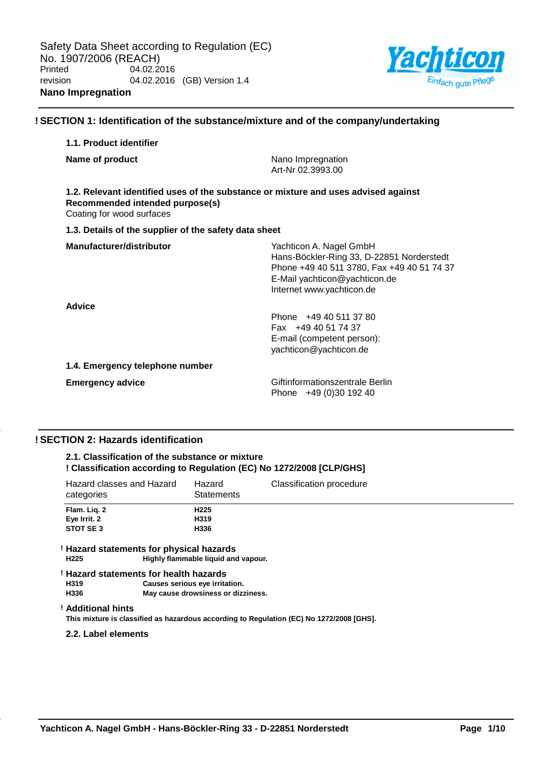Safety Data Sheet according to Regulation (EC) No. 1907/2006 (REACH)

Printed 04.02.2016

revision 04.02.2016 (GB) Version 1.4

**Nano Impregnation**

## ! SECTION 1: Identification of the substance/mixture and of the company/undertaking

### 1.1. Product identifier

**Name of product**

Nano Impregnation
Art-Nr 02.3993.00

### 1.2. Relevant identified uses of the substance or mixture and uses advised against

**Recommended intended purpose(s)**

Coating for wood surfaces

### 1.3. Details of the supplier of the safety data sheet

**Manufacturer/distributor**

Yachticon A. Nagel GmbH
Hans-Böckler-Ring 33, D-22851 Norderstedt
Phone +49 40 511 3780, Fax +49 40 51 74 37
E-Mail yachticon@yachticon.de
Internet www.yachticon.de

**Advice**

Phone +49 40 511 37 80
Fax +49 40 51 74 37
E-mail (competent person):
yachticon@yachticon.de

### 1.4. Emergency telephone number

**Emergency advice**

Giftinformationszentrale Berlin
Phone +49 (0)30 192 40

## ! SECTION 2: Hazards identification

### 2.1. Classification of the substance or mixture

**! Classification according to Regulation (EC) No 1272/2008 [CLP/GHS]**

| Hazard classes and Hazard categories | Hazard Statements | Classification procedure |
|---|---|---|
| **Flam. Liq. 2** | **H225** | |
| **Eye Irrit. 2** | **H319** | |
| **STOT SE 3** | **H336** | |

**! Hazard statements for physical hazards**

| | |
|---|---|
| **H225** | **Highly flammable liquid and vapour.** |

**! Hazard statements for health hazards**

| | |
|---|---|
| **H319** | **Causes serious eye irritation.** |
| **H336** | **May cause drowsiness or dizziness.** |

**! Additional hints**

**This mixture is classified as hazardous according to Regulation (EC) No 1272/2008 [GHS].**

### 2.2. Label elements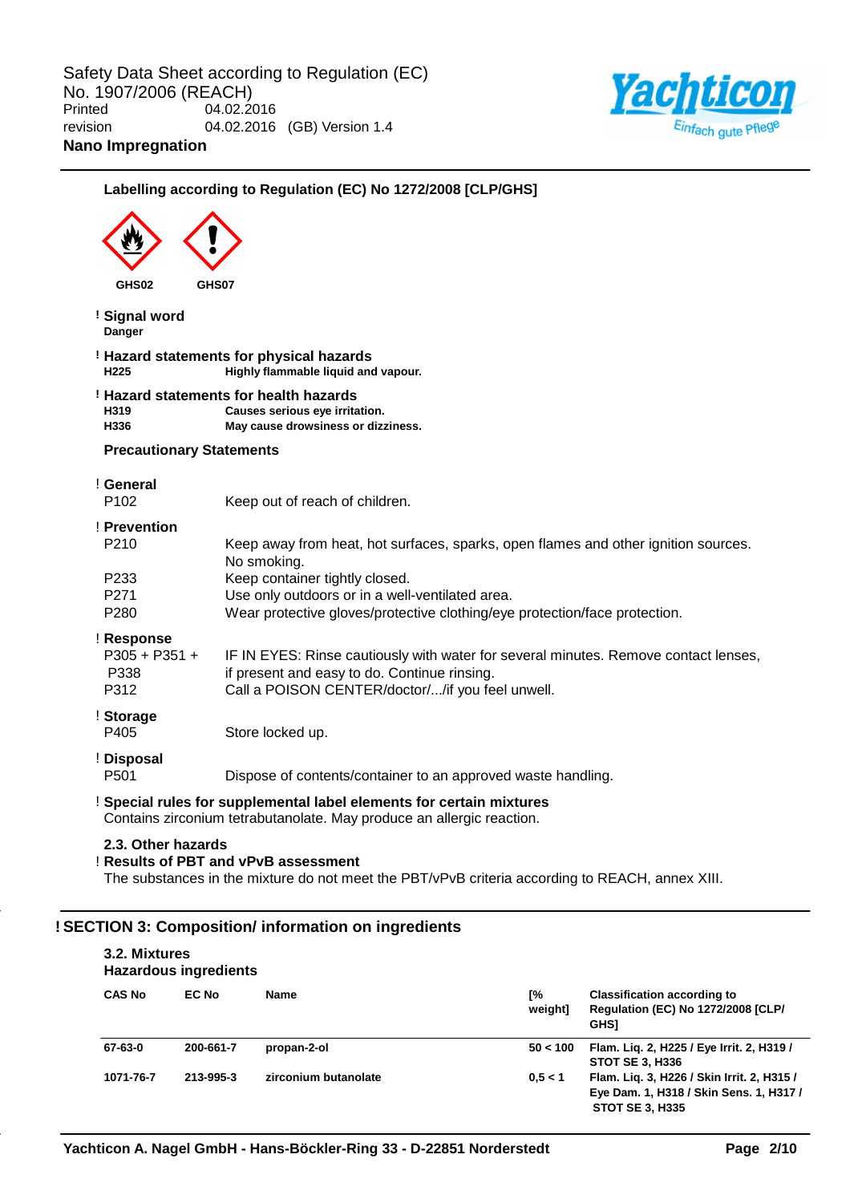**Labelling according to Regulation (EC) No 1272/2008 [CLP/GHS]**

GHS02 GHS07

! **Signal word**
**Danger**

! **Hazard statements for physical hazards**

| | |
|---|---|
| **H225** | **Highly flammable liquid and vapour.** |

! **Hazard statements for health hazards**

| | |
|---|---|
| **H319** | **Causes serious eye irritation.** |
| **H336** | **May cause drowsiness or dizziness.** |

**Precautionary Statements**

! **General**

| | |
|---|---|
| P102 | Keep out of reach of children. |

! **Prevention**

| | |
|---|---|
| P210 | Keep away from heat, hot surfaces, sparks, open flames and other ignition sources. No smoking. |
| P233 | Keep container tightly closed. |
| P271 | Use only outdoors or in a well-ventilated area. |
| P280 | Wear protective gloves/protective clothing/eye protection/face protection. |

! **Response**

| | |
|---|---|
| P305 + P351 + P338 | IF IN EYES: Rinse cautiously with water for several minutes. Remove contact lenses, if present and easy to do. Continue rinsing. |
| P312 | Call a POISON CENTER/doctor/.../if you feel unwell. |

! **Storage**

| | |
|---|---|
| P405 | Store locked up. |

! **Disposal**

| | |
|---|---|
| P501 | Dispose of contents/container to an approved waste handling. |

! **Special rules for supplemental label elements for certain mixtures**
Contains zirconium tetrabutanolate. May produce an allergic reaction.

**2.3. Other hazards**
! **Results of PBT and vPvB assessment**
The substances in the mixture do not meet the PBT/vPvB criteria according to REACH, annex XIII.

## ! SECTION 3: Composition/ information on ingredients

**3.2. Mixtures**
**Hazardous ingredients**

| CAS No | EC No | Name | [% weight] | Classification according to Regulation (EC) No 1272/2008 [CLP/ GHS] |
|---|---|---|---|---|
| 67-63-0 | 200-661-7 | propan-2-ol | 50 < 100 | Flam. Liq. 2, H225 / Eye Irrit. 2, H319 / STOT SE 3, H336 |
| 1071-76-7 | 213-995-3 | zirconium butanolate | 0,5 < 1 | Flam. Liq. 3, H226 / Skin Irrit. 2, H315 / Eye Dam. 1, H318 / Skin Sens. 1, H317 / STOT SE 3, H335 |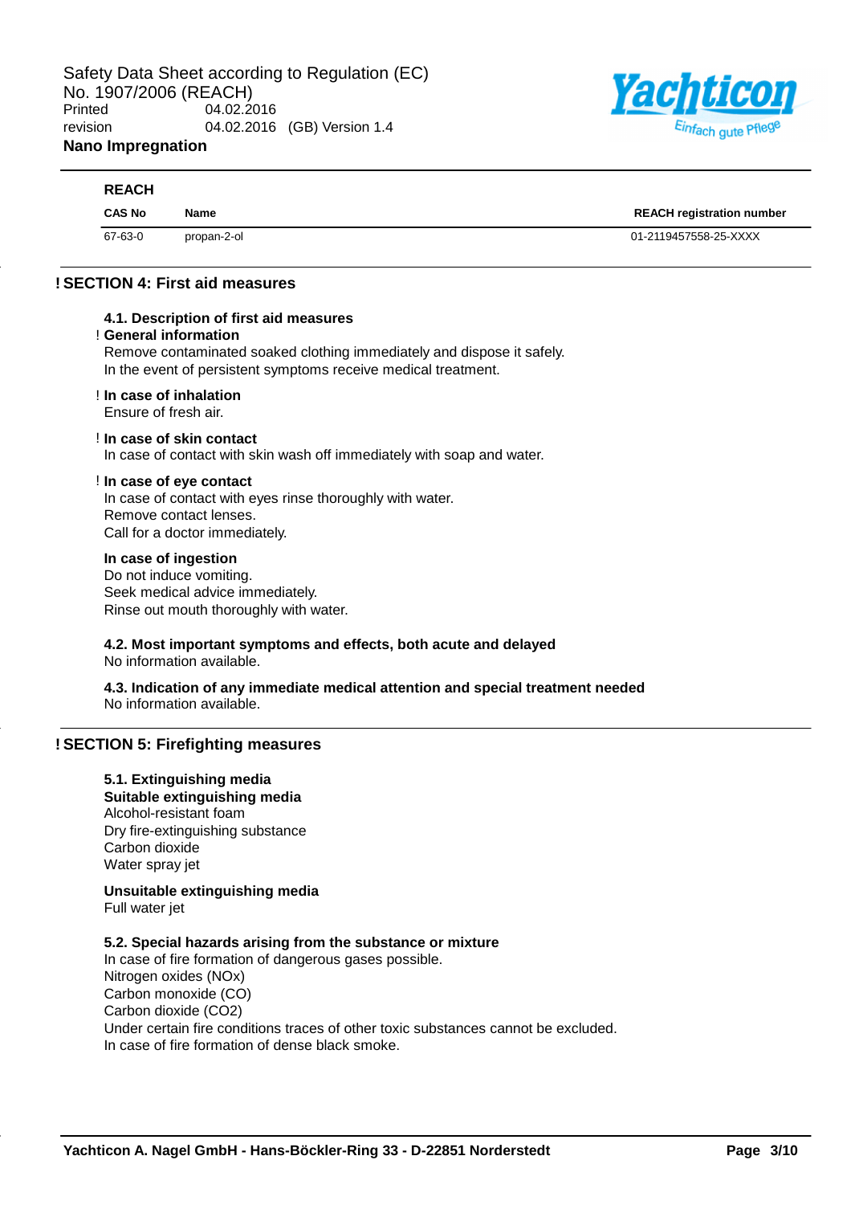### REACH

| CAS No | Name | REACH registration number |
|---|---|---|
| 67-63-0 | propan-2-ol | 01-2119457558-25-XXXX |

## ! SECTION 4: First aid measures

### 4.1. Description of first aid measures

! **General information**

Remove contaminated soaked clothing immediately and dispose it safely.
In the event of persistent symptoms receive medical treatment.

! **In case of inhalation**

Ensure of fresh air.

! **In case of skin contact**

In case of contact with skin wash off immediately with soap and water.

! **In case of eye contact**

In case of contact with eyes rinse thoroughly with water.
Remove contact lenses.
Call for a doctor immediately.

**In case of ingestion**

Do not induce vomiting.
Seek medical advice immediately.
Rinse out mouth thoroughly with water.

### 4.2. Most important symptoms and effects, both acute and delayed

No information available.

### 4.3. Indication of any immediate medical attention and special treatment needed

No information available.

## ! SECTION 5: Firefighting measures

### 5.1. Extinguishing media

**Suitable extinguishing media**

Alcohol-resistant foam
Dry fire-extinguishing substance
Carbon dioxide
Water spray jet

**Unsuitable extinguishing media**

Full water jet

### 5.2. Special hazards arising from the substance or mixture

In case of fire formation of dangerous gases possible.
Nitrogen oxides ($NO_x$)
Carbon monoxide ($CO$)
Carbon dioxide ($CO_2$)
Under certain fire conditions traces of other toxic substances cannot be excluded.
In case of fire formation of dense black smoke.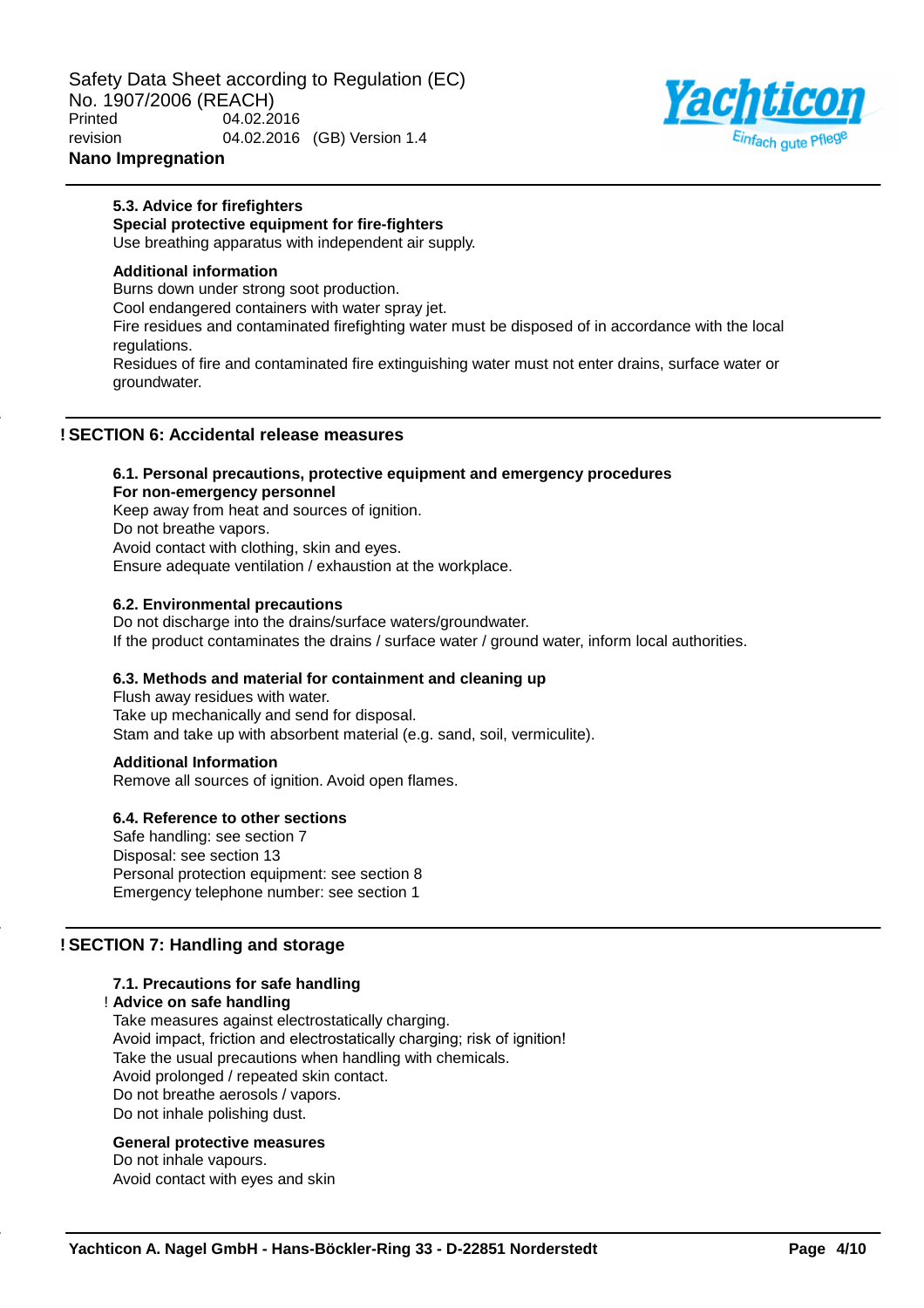### 5.3. Advice for firefighters

**Special protective equipment for fire-fighters**

Use breathing apparatus with independent air supply.

**Additional information**

Burns down under strong soot production.
Cool endangered containers with water spray jet.
Fire residues and contaminated firefighting water must be disposed of in accordance with the local regulations.
Residues of fire and contaminated fire extinguishing water must not enter drains, surface water or groundwater.

## ! SECTION 6: Accidental release measures

### 6.1. Personal precautions, protective equipment and emergency procedures

**For non-emergency personnel**

Keep away from heat and sources of ignition.
Do not breathe vapors.
Avoid contact with clothing, skin and eyes.
Ensure adequate ventilation / exhaustion at the workplace.

### 6.2. Environmental precautions

Do not discharge into the drains/surface waters/groundwater.
If the product contaminates the drains / surface water / ground water, inform local authorities.

### 6.3. Methods and material for containment and cleaning up

Flush away residues with water.
Take up mechanically and send for disposal.
Stam and take up with absorbent material (e.g. sand, soil, vermiculite).

**Additional Information**

Remove all sources of ignition. Avoid open flames.

### 6.4. Reference to other sections

Safe handling: see section 7
Disposal: see section 13
Personal protection equipment: see section 8
Emergency telephone number: see section 1

## ! SECTION 7: Handling and storage

### 7.1. Precautions for safe handling

! **Advice on safe handling**

Take measures against electrostatically charging.
Avoid impact, friction and electrostatically charging; risk of ignition!
Take the usual precautions when handling with chemicals.
Avoid prolonged / repeated skin contact.
Do not breathe aerosols / vapors.
Do not inhale polishing dust.

**General protective measures**

Do not inhale vapours.
Avoid contact with eyes and skin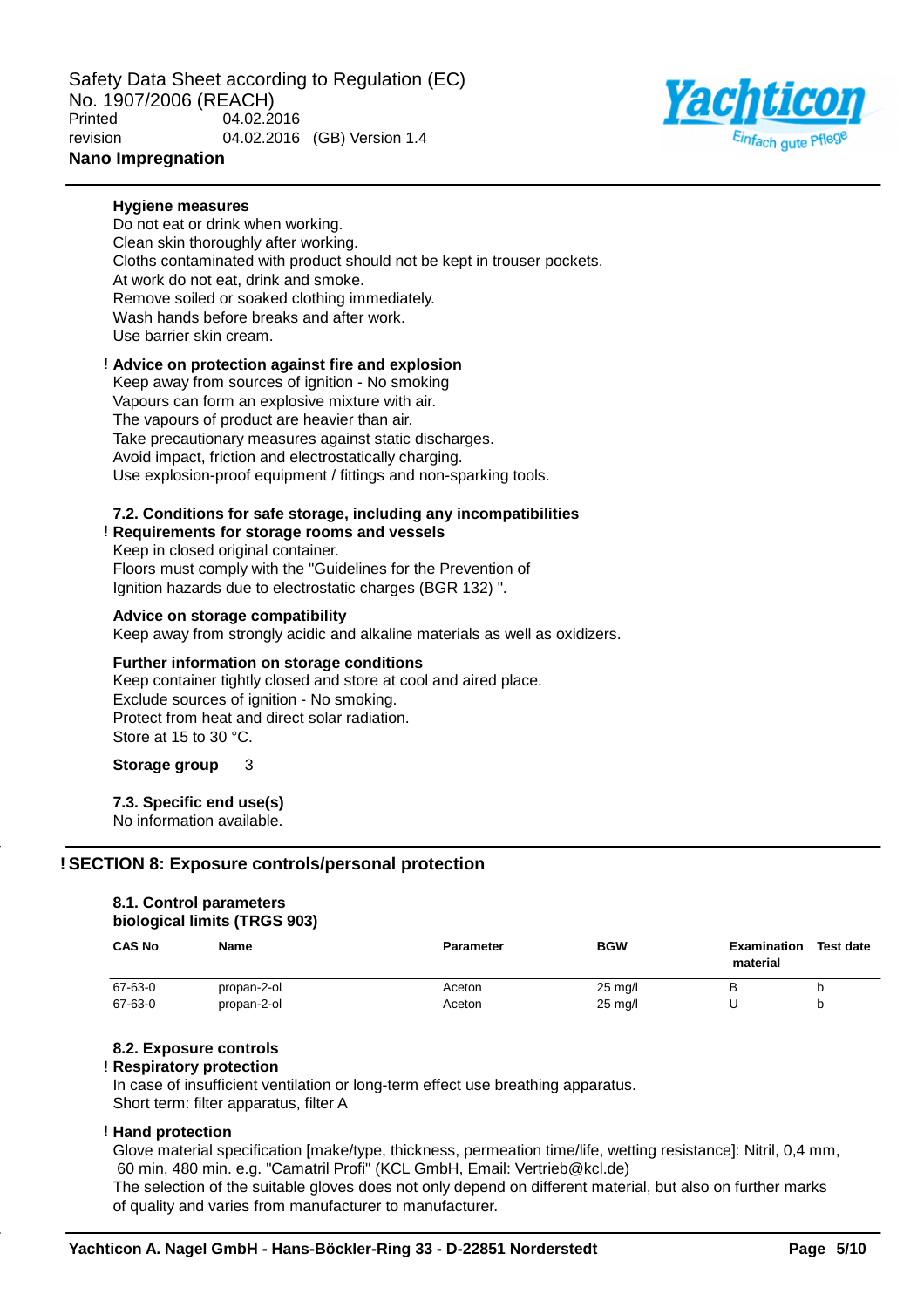**Hygiene measures**

Do not eat or drink when working.
Clean skin thoroughly after working.
Cloths contaminated with product should not be kept in trouser pockets.
At work do not eat, drink and smoke.
Remove soiled or soaked clothing immediately.
Wash hands before breaks and after work.
Use barrier skin cream.

! **Advice on protection against fire and explosion**

Keep away from sources of ignition - No smoking
Vapours can form an explosive mixture with air.
The vapours of product are heavier than air.
Take precautionary measures against static discharges.
Avoid impact, friction and electrostatically charging.
Use explosion-proof equipment / fittings and non-sparking tools.

### 7.2. Conditions for safe storage, including any incompatibilities

! **Requirements for storage rooms and vessels**

Keep in closed original container.
Floors must comply with the "Guidelines for the Prevention of Ignition hazards due to electrostatic charges (BGR 132) ".

**Advice on storage compatibility**

Keep away from strongly acidic and alkaline materials as well as oxidizers.

**Further information on storage conditions**

Keep container tightly closed and store at cool and aired place.
Exclude sources of ignition - No smoking.
Protect from heat and direct solar radiation.
Store at 15 to 30 °C.

**Storage group** 3

### 7.3. Specific end use(s)

No information available.

## ! SECTION 8: Exposure controls/personal protection

### 8.1. Control parameters

**biological limits (TRGS 903)**

| CAS No | Name | Parameter | BGW | Examination material | Test date |
|---|---|---|---|---|---|
| 67-63-0 | propan-2-ol | Aceton | 25 mg/l | B | b |
| 67-63-0 | propan-2-ol | Aceton | 25 mg/l | U | b |

### 8.2. Exposure controls

! **Respiratory protection**

In case of insufficient ventilation or long-term effect use breathing apparatus.
Short term: filter apparatus, filter A

! **Hand protection**

Glove material specification [make/type, thickness, permeation time/life, wetting resistance]: Nitril, 0,4 mm, 60 min, 480 min. e.g. "Camatril Profi" (KCL GmbH, Email: Vertrieb@kcl.de)
The selection of the suitable gloves does not only depend on different material, but also on further marks of quality and varies from manufacturer to manufacturer.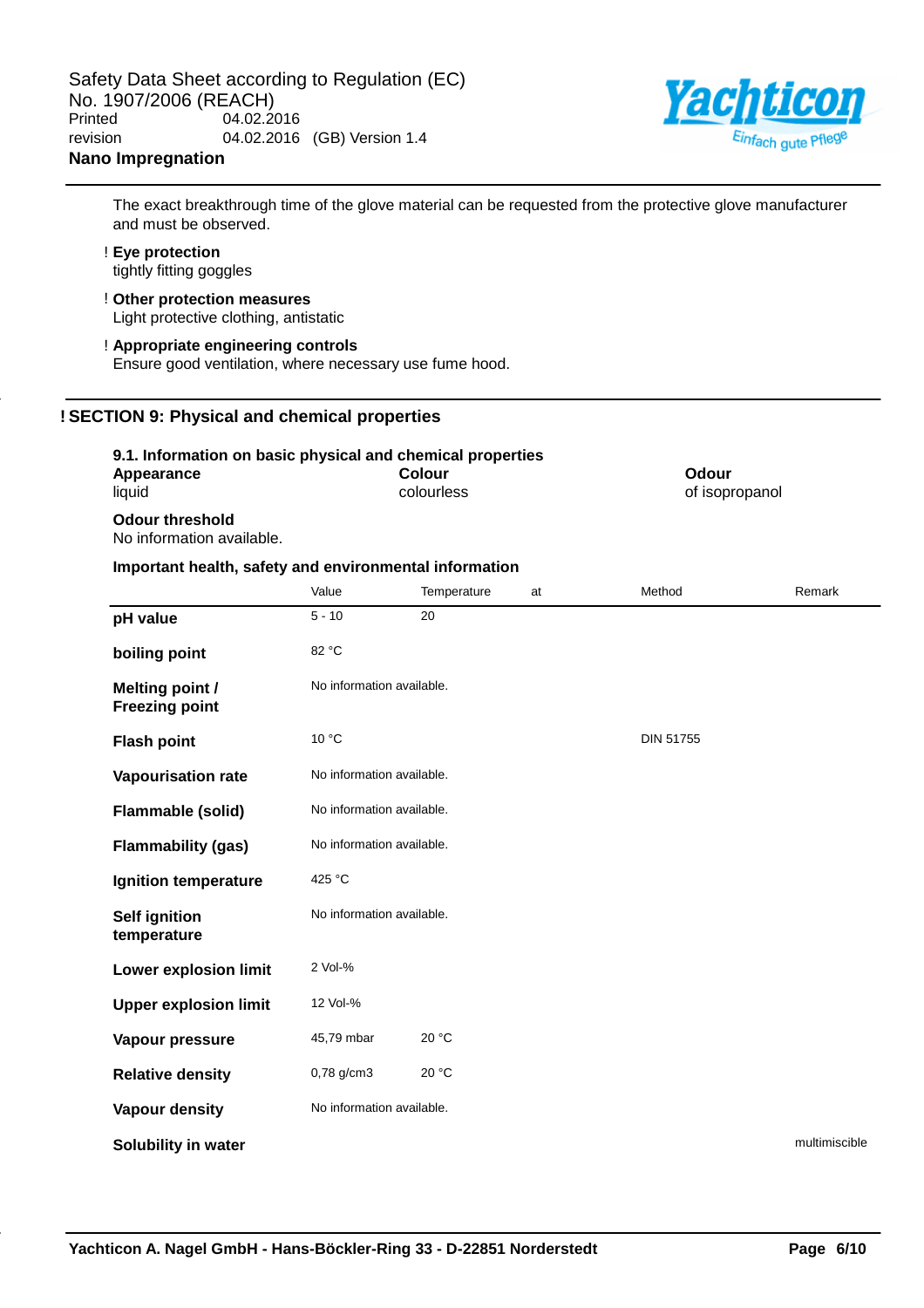The exact breakthrough time of the glove material can be requested from the protective glove manufacturer and must be observed.

! **Eye protection**
tightly fitting goggles

! **Other protection measures**
Light protective clothing, antistatic

! **Appropriate engineering controls**
Ensure good ventilation, where necessary use fume hood.

## ! SECTION 9: Physical and chemical properties

### 9.1. Information on basic physical and chemical properties

**Appearance**
liquid

**Colour**
colourless

**Odour**
of isopropanol

**Odour threshold**
No information available.

**Important health, safety and environmental information**

| | Value | Temperature | at | Method | Remark |
|---|---|---|---|---|---|
| **pH value** | 5 - 10 | 20 | | | |
| **boiling point** | 82 °C | | | | |
| **Melting point / Freezing point** | No information available. | | | | |
| **Flash point** | 10 °C | | | DIN 51755 | |
| **Vapourisation rate** | No information available. | | | | |
| **Flammable (solid)** | No information available. | | | | |
| **Flammability (gas)** | No information available. | | | | |
| **Ignition temperature** | 425 °C | | | | |
| **Self ignition temperature** | No information available. | | | | |
| **Lower explosion limit** | 2 Vol-% | | | | |
| **Upper explosion limit** | 12 Vol-% | | | | |
| **Vapour pressure** | 45,79 mbar | 20 °C | | | |
| **Relative density** | 0,78 g/cm3 | 20 °C | | | |
| **Vapour density** | No information available. | | | | |
| **Solubility in water** | | | | | multimiscible |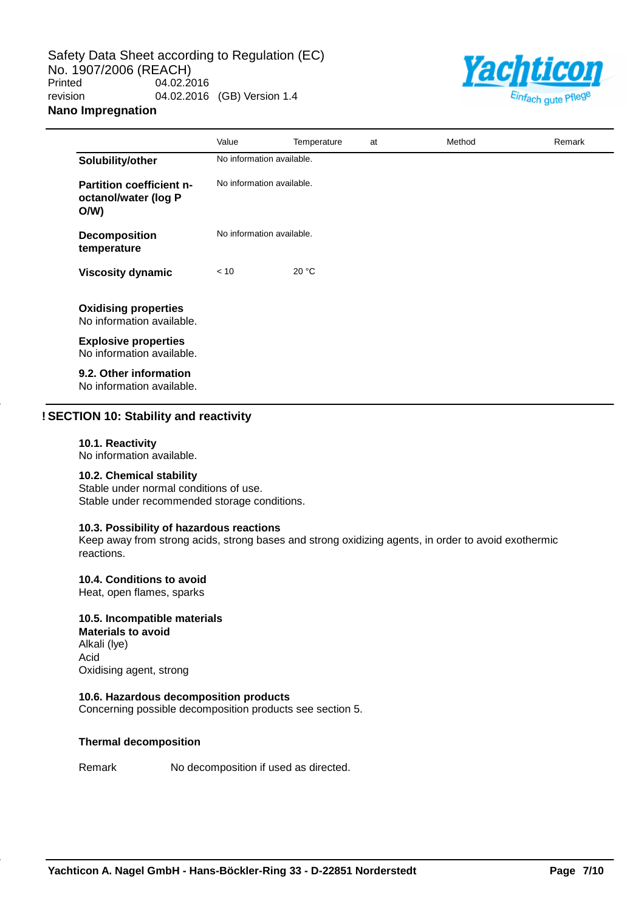| | Value | Temperature | at | Method | Remark |
|---|---|---|---|---|---|
| **Solubility/other** | No information available. | | | | |
| **Partition coefficient n-octanol/water (log P O/W)** | No information available. | | | | |
| **Decomposition temperature** | No information available. | | | | |
| **Viscosity dynamic** | < 10 | 20 °C | | | |

**Oxidising properties**
No information available.

**Explosive properties**
No information available.

**9.2. Other information**
No information available.

## ! SECTION 10: Stability and reactivity

**10.1. Reactivity**
No information available.

**10.2. Chemical stability**
Stable under normal conditions of use.
Stable under recommended storage conditions.

**10.3. Possibility of hazardous reactions**
Keep away from strong acids, strong bases and strong oxidizing agents, in order to avoid exothermic reactions.

**10.4. Conditions to avoid**
Heat, open flames, sparks

**10.5. Incompatible materials**
**Materials to avoid**
Alkali (lye)
Acid
Oxidising agent, strong

**10.6. Hazardous decomposition products**
Concerning possible decomposition products see section 5.

**Thermal decomposition**

| | |
|---|---|
| Remark | No decomposition if used as directed. |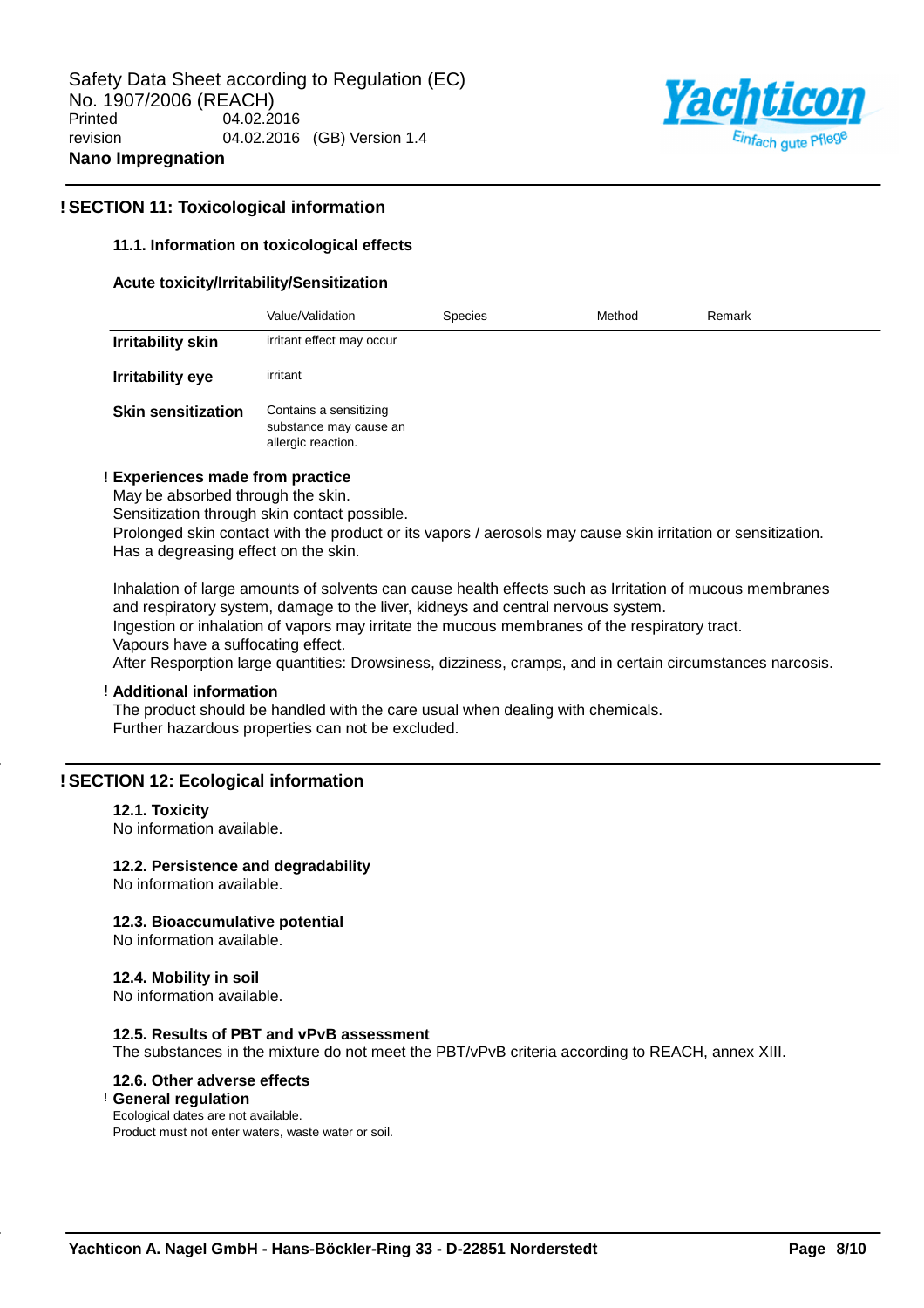## ! SECTION 11: Toxicological information

### 11.1. Information on toxicological effects

**Acute toxicity/Irritability/Sensitization**

| | Value/Validation | Species | Method | Remark |
|---|---|---|---|---|
| **Irritability skin** | irritant effect may occur | | | |
| **Irritability eye** | irritant | | | |
| **Skin sensitization** | Contains a sensitizing substance may cause an allergic reaction. | | | |

! **Experiences made from practice**

May be absorbed through the skin.
Sensitization through skin contact possible.
Prolonged skin contact with the product or its vapors / aerosols may cause skin irritation or sensitization.
Has a degreasing effect on the skin.

Inhalation of large amounts of solvents can cause health effects such as Irritation of mucous membranes and respiratory system, damage to the liver, kidneys and central nervous system.
Ingestion or inhalation of vapors may irritate the mucous membranes of the respiratory tract.
Vapours have a suffocating effect.
After Resporption large quantities: Drowsiness, dizziness, cramps, and in certain circumstances narcosis.

! **Additional information**

The product should be handled with the care usual when dealing with chemicals.
Further hazardous properties can not be excluded.

## ! SECTION 12: Ecological information

**12.1. Toxicity**
No information available.

**12.2. Persistence and degradability**
No information available.

**12.3. Bioaccumulative potential**
No information available.

**12.4. Mobility in soil**
No information available.

**12.5. Results of PBT and vPvB assessment**
The substances in the mixture do not meet the PBT/vPvB criteria according to REACH, annex XIII.

**12.6. Other adverse effects**

! **General regulation**

Ecological dates are not available.
Product must not enter waters, waste water or soil.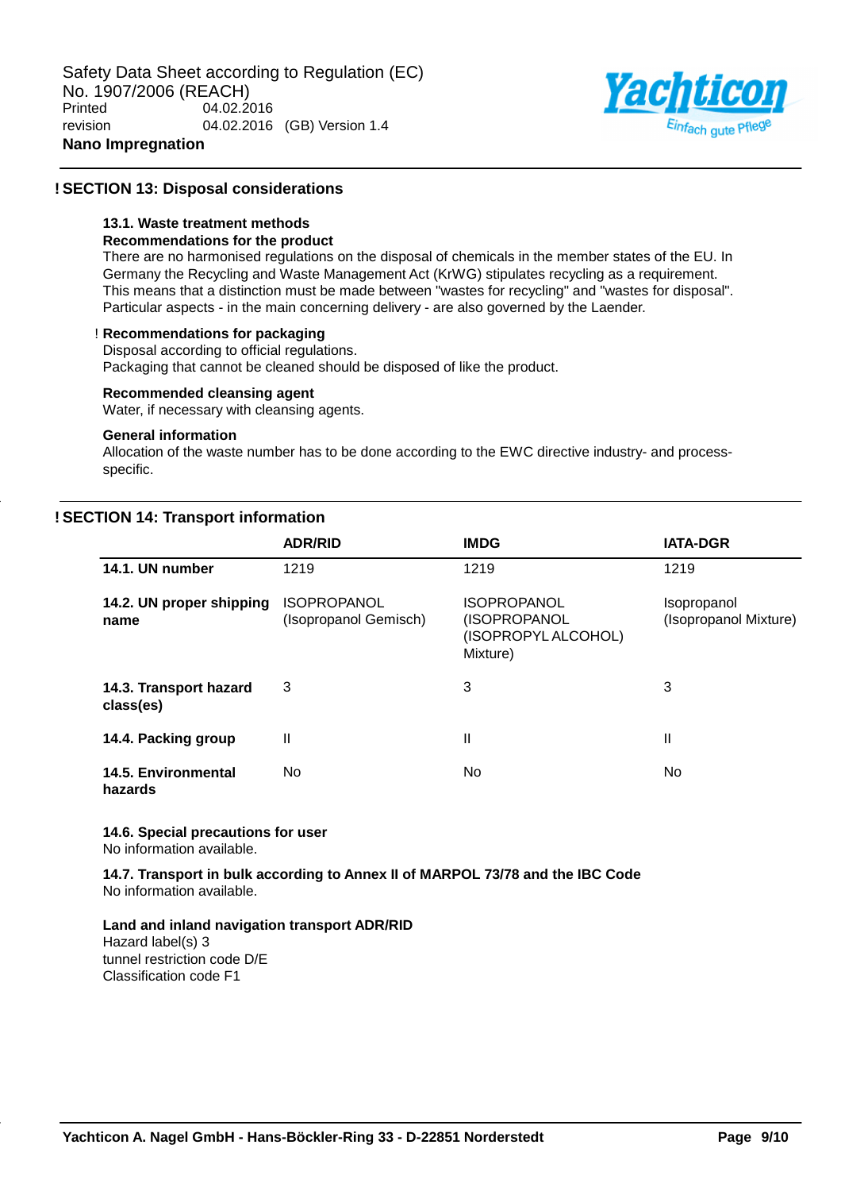## ! SECTION 13: Disposal considerations

### 13.1. Waste treatment methods

**Recommendations for the product**

There are no harmonised regulations on the disposal of chemicals in the member states of the EU. In Germany the Recycling and Waste Management Act (KrWG) stipulates recycling as a requirement. This means that a distinction must be made between "wastes for recycling" and "wastes for disposal". Particular aspects - in the main concerning delivery - are also governed by the Laender.

! **Recommendations for packaging**

Disposal according to official regulations.
Packaging that cannot be cleaned should be disposed of like the product.

**Recommended cleansing agent**

Water, if necessary with cleansing agents.

**General information**

Allocation of the waste number has to be done according to the EWC directive industry- and process-specific.

## ! SECTION 14: Transport information

| | ADR/RID | IMDG | IATA-DGR |
|---|---|---|---|
| **14.1. UN number** | 1219 | 1219 | 1219 |
| **14.2. UN proper shipping name** | ISOPROPANOL (Isopropanol Gemisch) | ISOPROPANOL (ISOPROPANOL (ISOPROPYL ALCOHOL) Mixture) | Isopropanol (Isopropanol Mixture) |
| **14.3. Transport hazard class(es)** | 3 | 3 | 3 |
| **14.4. Packing group** | II | II | II |
| **14.5. Environmental hazards** | No | No | No |

### 14.6. Special precautions for user

No information available.

### 14.7. Transport in bulk according to Annex II of MARPOL 73/78 and the IBC Code

No information available.

**Land and inland navigation transport ADR/RID**

Hazard label(s) 3
tunnel restriction code D/E
Classification code F1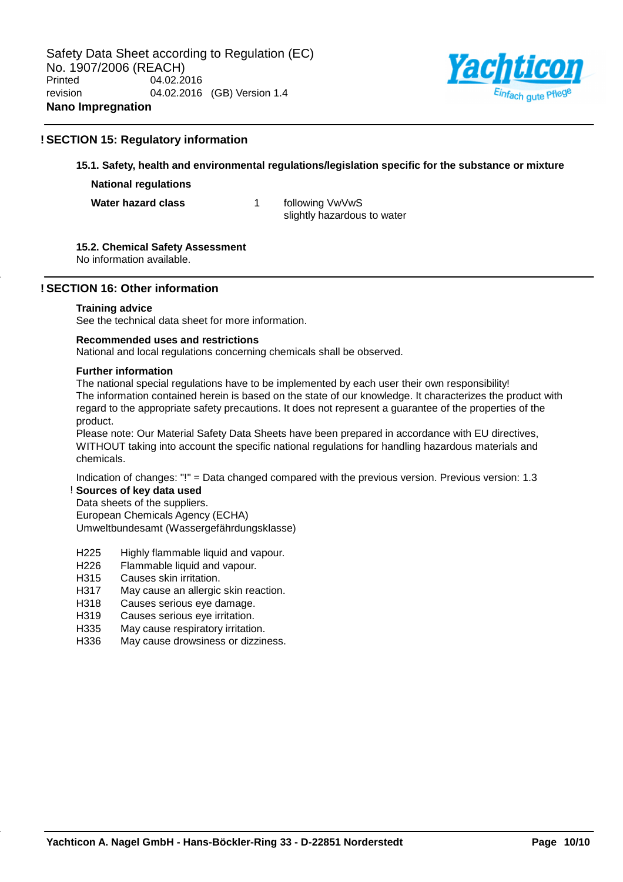## ! SECTION 15: Regulatory information

### 15.1. Safety, health and environmental regulations/legislation specific for the substance or mixture

**National regulations**

| | | |
|---|---|---|
| **Water hazard class** | 1 | following VwVwS<br>slightly hazardous to water |

### 15.2. Chemical Safety Assessment

No information available.

## ! SECTION 16: Other information

**Training advice**

See the technical data sheet for more information.

**Recommended uses and restrictions**

National and local regulations concerning chemicals shall be observed.

**Further information**

The national special regulations have to be implemented by each user their own responsibility!
The information contained herein is based on the state of our knowledge. It characterizes the product with regard to the appropriate safety precautions. It does not represent a guarantee of the properties of the product.
Please note: Our Material Safety Data Sheets have been prepared in accordance with EU directives, WITHOUT taking into account the specific national regulations for handling hazardous materials and chemicals.

Indication of changes: "!" = Data changed compared with the previous version. Previous version: 1.3

! **Sources of key data used**

Data sheets of the suppliers.
European Chemicals Agency (ECHA)
Umweltbundesamt (Wassergefährdungsklasse)

| | |
|---|---|
| H225 | Highly flammable liquid and vapour. |
| H226 | Flammable liquid and vapour. |
| H315 | Causes skin irritation. |
| H317 | May cause an allergic skin reaction. |
| H318 | Causes serious eye damage. |
| H319 | Causes serious eye irritation. |
| H335 | May cause respiratory irritation. |
| H336 | May cause drowsiness or dizziness. |